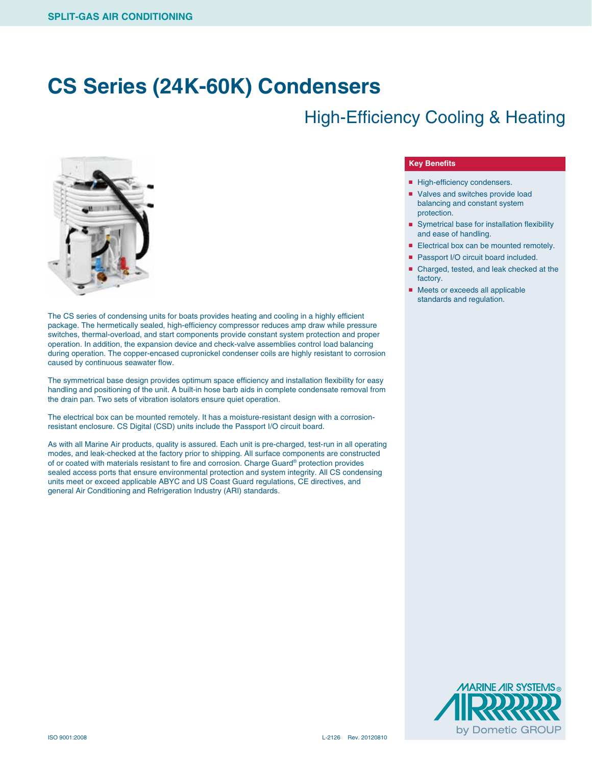SPLIT-GAS AIR CONDITIONING

# CS Series (24K-60K) Condensers

## High-Efficiency Cooling & Heating

### Key Benefits

- High-efficiency condensers.
- Valves and switches provide load balancing and constant system protection.
- Symetrical base for installation flexibility and ease of handling.
- Electrical box can be mounted remotely.
- Passport I/O circuit board included.
- Charged, tested, and leak checked at the factory.
- Meets or exceeds all applicable standards and regulation.

The CS series of condensing units for boats provides heating and cooling in a highly efficient package. The hermetically sealed, high-efficiency compressor reduces amp draw while pressure switches, thermal-overload, and start components provide constant system protection and proper operation. In addition, the expansion device and check-valve assemblies control load balancing during operation. The copper-encased cupronickel condenser coils are highly resistant to corrosion caused by continuous seawater flow.

The symmetrical base design provides optimum space efficiency and installation flexibility for easy handling and positioning of the unit. A built-in hose barb aids in complete condensate removal from the drain pan. Two sets of vibration isolators ensure quiet operation.

The electrical box can be mounted remotely. It has a moisture-resistant design with a corrosion-resistant enclosure. CS Digital (CSD) units include the Passport I/O circuit board.

As with all Marine Air products, quality is assured. Each unit is pre-charged, test-run in all operating modes, and leak-checked at the factory prior to shipping. All surface components are constructed of or coated with materials resistant to fire and corrosion. Charge Guard® protection provides sealed access ports that ensure environmental protection and system integrity. All CS condensing units meet or exceed applicable ABYC and US Coast Guard regulations, CE directives, and general Air Conditioning and Refrigeration Industry (ARI) standards.

MARINE AIR SYSTEMS® by Dometic GROUP

ISO 9001:2008

L-2126 Rev. 20120810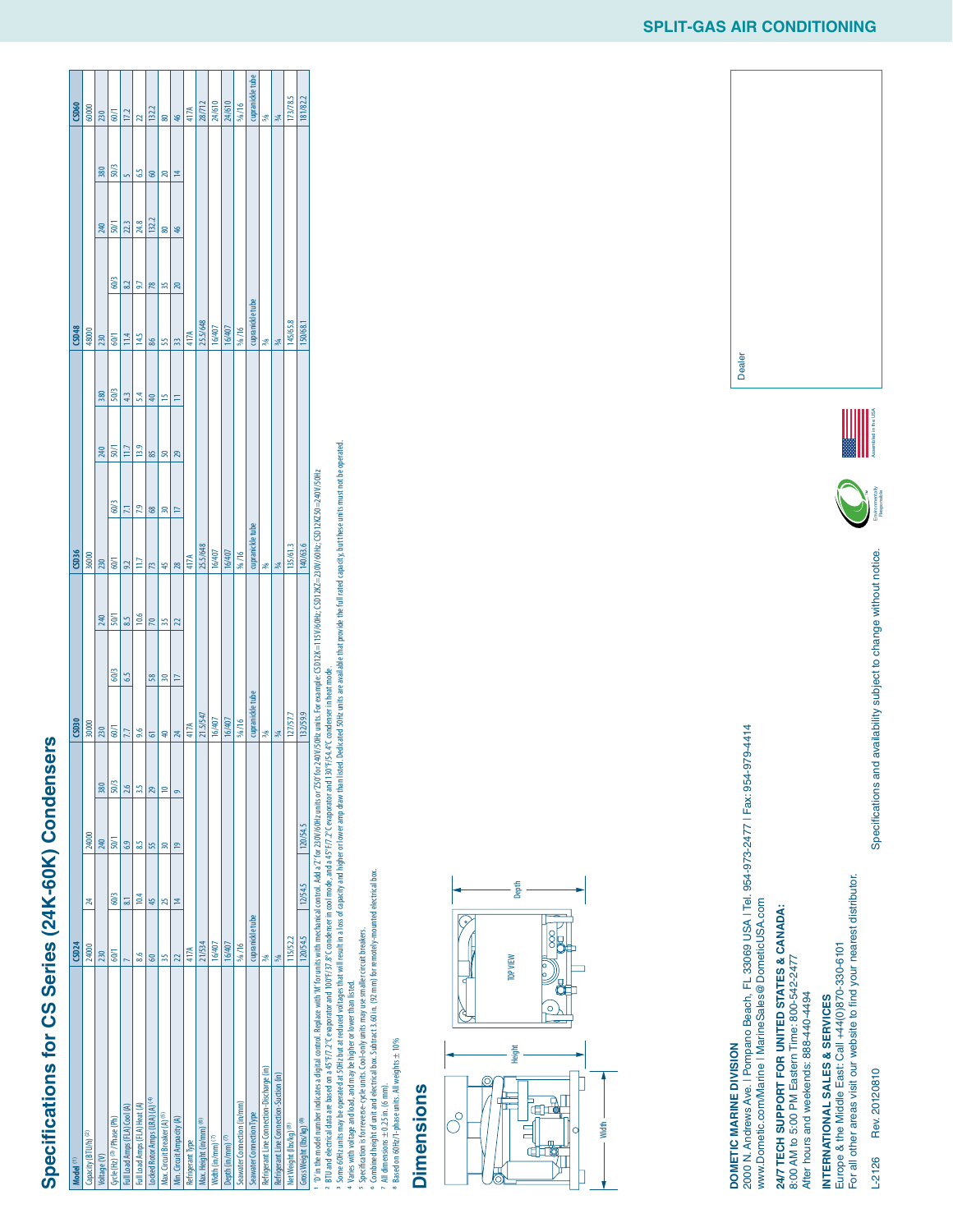# Specifications for CS Series (24K-60K) Condensers

| Model [1] | CSD24 | | | | CSD30 | | | CSD36 | | | | CSD48 | | | | CSD60 |
|---|---|---|---|---|---|---|---|---|---|---|---|---|---|---|---|---|
| Capacity (BTU/h) [2] | 24000 | 24 | 24000 | | 30000 | | | 36000 | | | | 48000 | | | | 60000 |
| Voltage (V) | 230 | | 240 | 380 | 230 | | 240 | 230 | | 240 | 380 | 230 | | 240 | 380 | 230 |
| Cycle (Hz) [3] / Phase (Ph) | 60/1 | 60/3 | 50/1 | 50/3 | 60/1 | 60/3 | 50/1 | 60/1 | 60/3 | 50/1 | 50/3 | 60/1 | 60/3 | 50/1 | 50/3 | 60/1 |
| Full Load Amps (FLA) Cool (A) | 7 | 8.1 | 6.9 | 2.6 | 7.7 | 6.5 | 8.5 | 9.2 | 7.1 | 11.7 | 4.3 | 11.4 | 8.2 | 22.3 | 5 | 17.2 |
| Full Load Amps (FLA) Heat (A) | 8.6 | 10.4 | 8.5 | 3.5 | 9.6 | | 10.6 | 11.7 | 7.9 | 13.9 | 5.4 | 14.5 | 9.7 | 24.8 | 6.5 | 22 |
| Locked Rotor Amps (LRA) (A) [4] | 60 | 45 | 55 | 29 | 61 | 58 | 70 | 73 | 68 | 85 | 40 | 86 | 78 | 132.2 | 60 | 132.2 |
| Max. Circuit Breaker (A) [5] | 35 | 25 | 30 | 10 | 40 | 30 | 35 | 45 | 30 | 50 | 15 | 55 | 35 | 80 | 20 | 80 |
| Min. Circuit Ampacity (A) | 22 | 14 | 19 | 9 | 24 | 17 | 22 | 28 | 17 | 29 | 11 | 33 | 20 | 46 | 14 | 46 |
| Refrigerant Type | 417A | | | | 417A | | | 417A | | | | 417A | | | | 417A |
| Max. Height (in/mm) [6] | 21/534 | | | | 21.5/547 | | | 25.5/648 | | | | 25.5/648 | | | | 28/712 |
| Width (in/mm) [7] | 16/407 | | | | 16/407 | | | 16/407 | | | | 16/407 | | | | 24/610 |
| Depth (in/mm) [7] | 16/407 | | | | 16/407 | | | 16/407 | | | | 16/407 | | | | 24/610 |
| Seawater Connection (in/mm) | 5/8 /16 | | | | 5/8 /16 | | | 5/8 /16 | | | | 5/8 /16 | | | | 5/8 /16 |
| Seawater Connection Type | cupronickle tube | | | | cupronickle tube | | | cupronickle tube | | | | cupronickle tube | | | | cupronickle tube |
| Refrigerant Line Connection-Discharge (in) | 3/8 | | | | 3/8 | | | 3/8 | | | | 3/8 | | | | 5/8 |
| Refrigerant Line Connection-Suction (in) | 5/8 | | | | 3/4 | | | 3/4 | | | | 3/4 | | | | 3/4 |
| Net Weight (lbs/kg) [8] | 115/52.2 | | | | 127/57.7 | | | 135/61.3 | | | | 145/65.8 | | | | 173/78.5 |
| Gross Weight (lbs/kg) [8] | 120/54.5 | 12/54.5 | 120/54.5 | | 132/59.9 | | | 140/63.6 | | | | 150/68.1 | | | | 181/82.2 |

[1] 'D' in the model number indicates a digital control. Replace with 'M' for units with mechanical control. Add a 'Z' for 230V/60Hz units or 'Z50' for 240V/50Hz units. For example: CSD12K=115V/60Hz; CSD12KZ=230V/60Hz; CSD12KZ50=240V/50Hz
[2] BTU and electrical data are based on a 45°F/7.2°C evaporator and 100°F/37.8°C condenser in cool mode, and a 45°F/7.2°C evaporator and 130°F/54.4°C condenser in heat mode.
[3] Some 60Hz units may be operated at 50Hz but at reduced voltages that will result in a loss of capacity and higher or lower amp draw than listed. Dedicated 50Hz units are available that provide the full rated capacity, but these units must not be operated.
[4] Varies with voltage and load, and may be higher or lower than listed.
[5] Specification is for reverse-cycle units. Cool-only units may use smaller circuit breakers.
[6] Combined height of unit and electrical box. Subtract 3.60 in. (92 mm) for remotely-mounted electrical box.
[7] All dimensions ± 0.25 in. (6 mm).
[8] Based on 60Hz/1-phase units. All weights ± 10%

## Dimensions

Width

Height

TOP VIEW

Depth

Dealer

**DOMETIC MARINE DIVISION**
2000 N. Andrews Ave. | Pompano Beach, FL 33069 USA | Tel. 954-973-2477 | Fax: 954-979-4414
www.Dometic.com/Marine | MarineSales@DometicUSA.com

**24/7 TECH SUPPORT FOR UNITED STATES & CANADA:**
8:00 AM to 5:00 PM Eastern Time: 800-542-2477
After hours and weekends: 888-440-4494

**INTERNATIONAL SALES & SERVICES**
Europe & the Middle East: Call +44(0)870-330-6101
For all other areas visit our website to find your nearest distributor.

L-2126 Rev. 20120810

Specifications and availability subject to change without notice.

Environmentally Responsible

Assembled in the USA